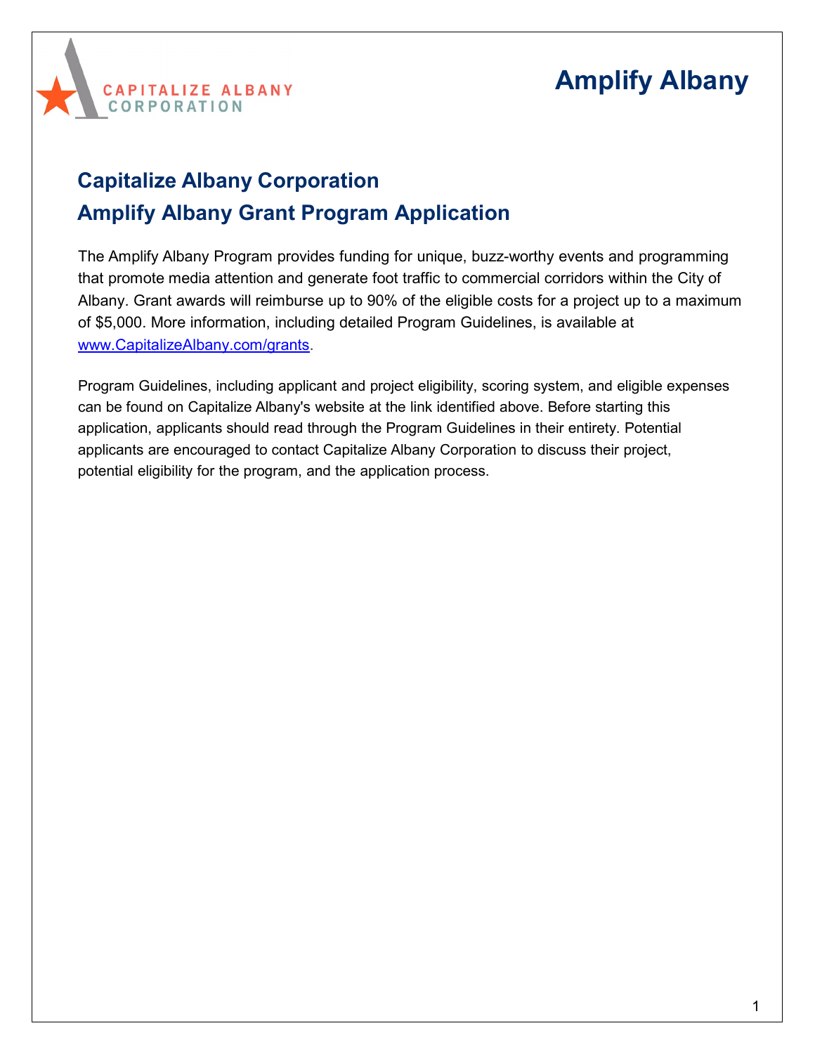# Amplify Albany

## Capitalize Albany Corporation
## Amplify Albany Grant Program Application

The Amplify Albany Program provides funding for unique, buzz-worthy events and programming that promote media attention and generate foot traffic to commercial corridors within the City of Albany. Grant awards will reimburse up to 90% of the eligible costs for a project up to a maximum of $5,000. More information, including detailed Program Guidelines, is available at [www.CapitalizeAlbany.com/grants](http://www.CapitalizeAlbany.com/grants).

Program Guidelines, including applicant and project eligibility, scoring system, and eligible expenses can be found on Capitalize Albany's website at the link identified above. Before starting this application, applicants should read through the Program Guidelines in their entirety. Potential applicants are encouraged to contact Capitalize Albany Corporation to discuss their project, potential eligibility for the program, and the application process.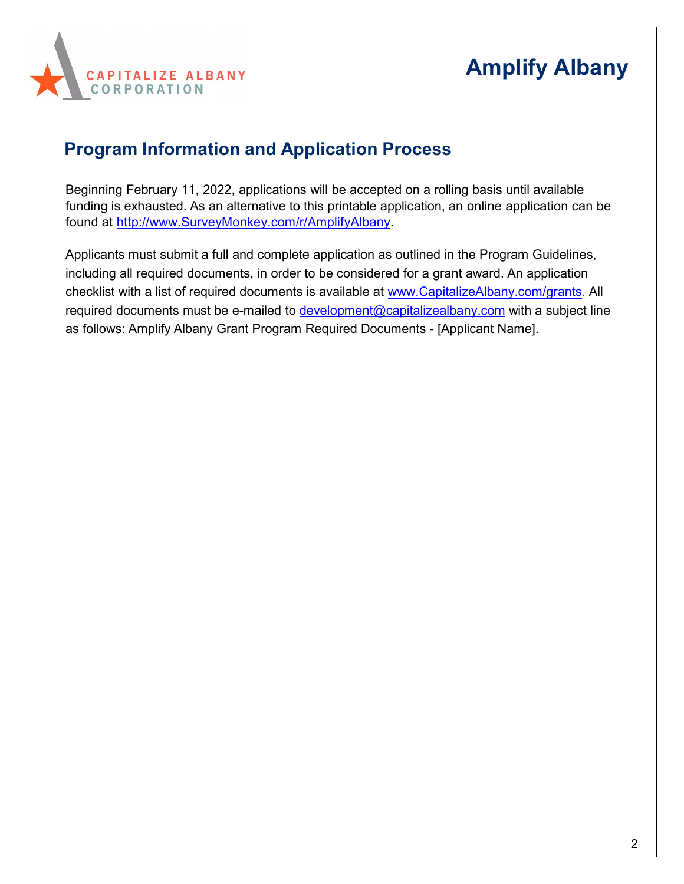# Amplify Albany

## Program Information and Application Process

Beginning February 11, 2022, applications will be accepted on a rolling basis until available funding is exhausted. As an alternative to this printable application, an online application can be found at http://www.SurveyMonkey.com/r/AmplifyAlbany.

Applicants must submit a full and complete application as outlined in the Program Guidelines, including all required documents, in order to be considered for a grant award. An application checklist with a list of required documents is available at www.CapitalizeAlbany.com/grants. All required documents must be e-mailed to development@capitalizealbany.com with a subject line as follows: Amplify Albany Grant Program Required Documents - [Applicant Name].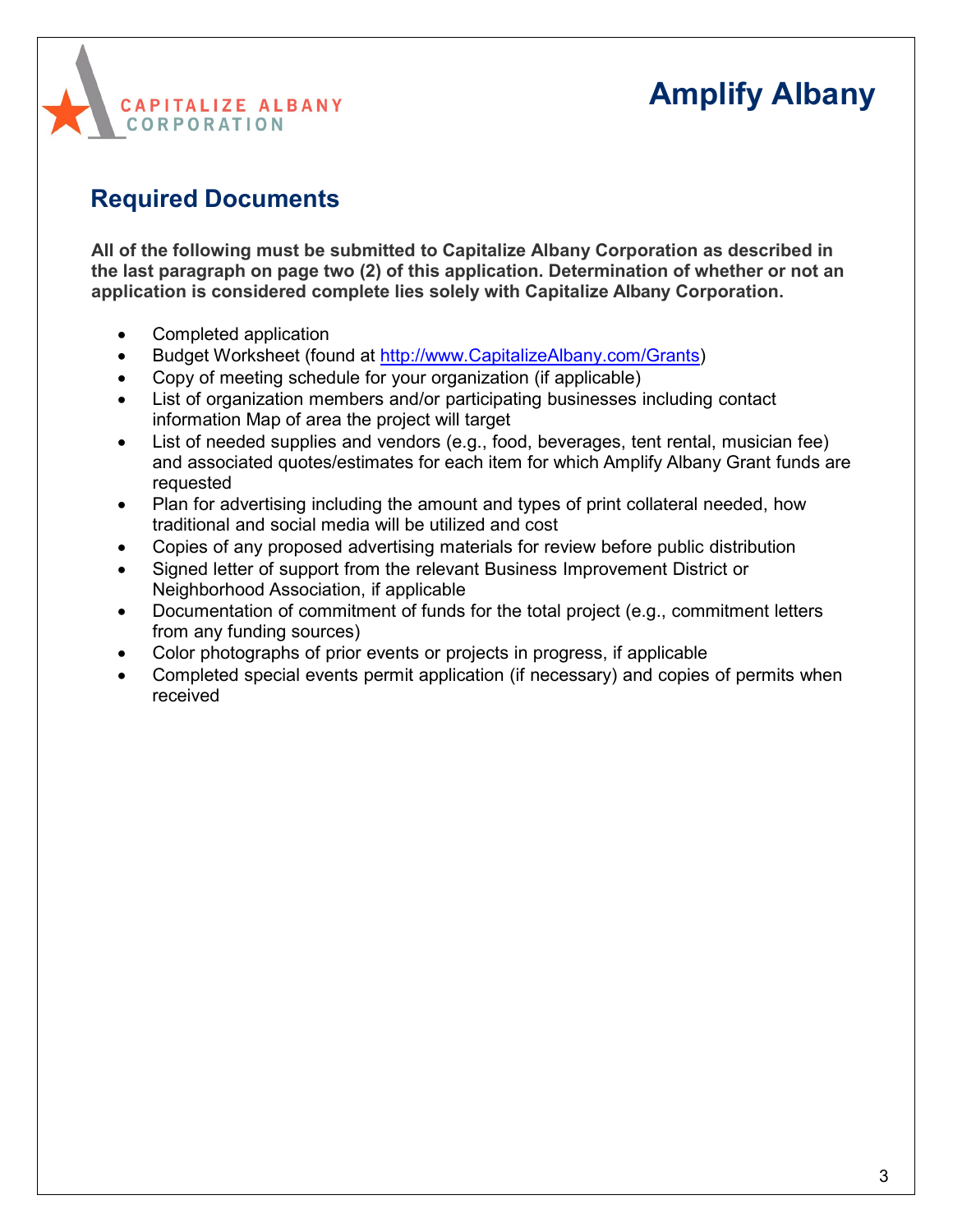# Amplify Albany

## Required Documents

**All of the following must be submitted to Capitalize Albany Corporation as described in the last paragraph on page two (2) of this application. Determination of whether or not an application is considered complete lies solely with Capitalize Albany Corporation.**

- Completed application
- Budget Worksheet (found at [http://www.CapitalizeAlbany.com/Grants](http://www.CapitalizeAlbany.com/Grants))
- Copy of meeting schedule for your organization (if applicable)
- List of organization members and/or participating businesses including contact information Map of area the project will target
- List of needed supplies and vendors (e.g., food, beverages, tent rental, musician fee) and associated quotes/estimates for each item for which Amplify Albany Grant funds are requested
- Plan for advertising including the amount and types of print collateral needed, how traditional and social media will be utilized and cost
- Copies of any proposed advertising materials for review before public distribution
- Signed letter of support from the relevant Business Improvement District or Neighborhood Association, if applicable
- Documentation of commitment of funds for the total project (e.g., commitment letters from any funding sources)
- Color photographs of prior events or projects in progress, if applicable
- Completed special events permit application (if necessary) and copies of permits when received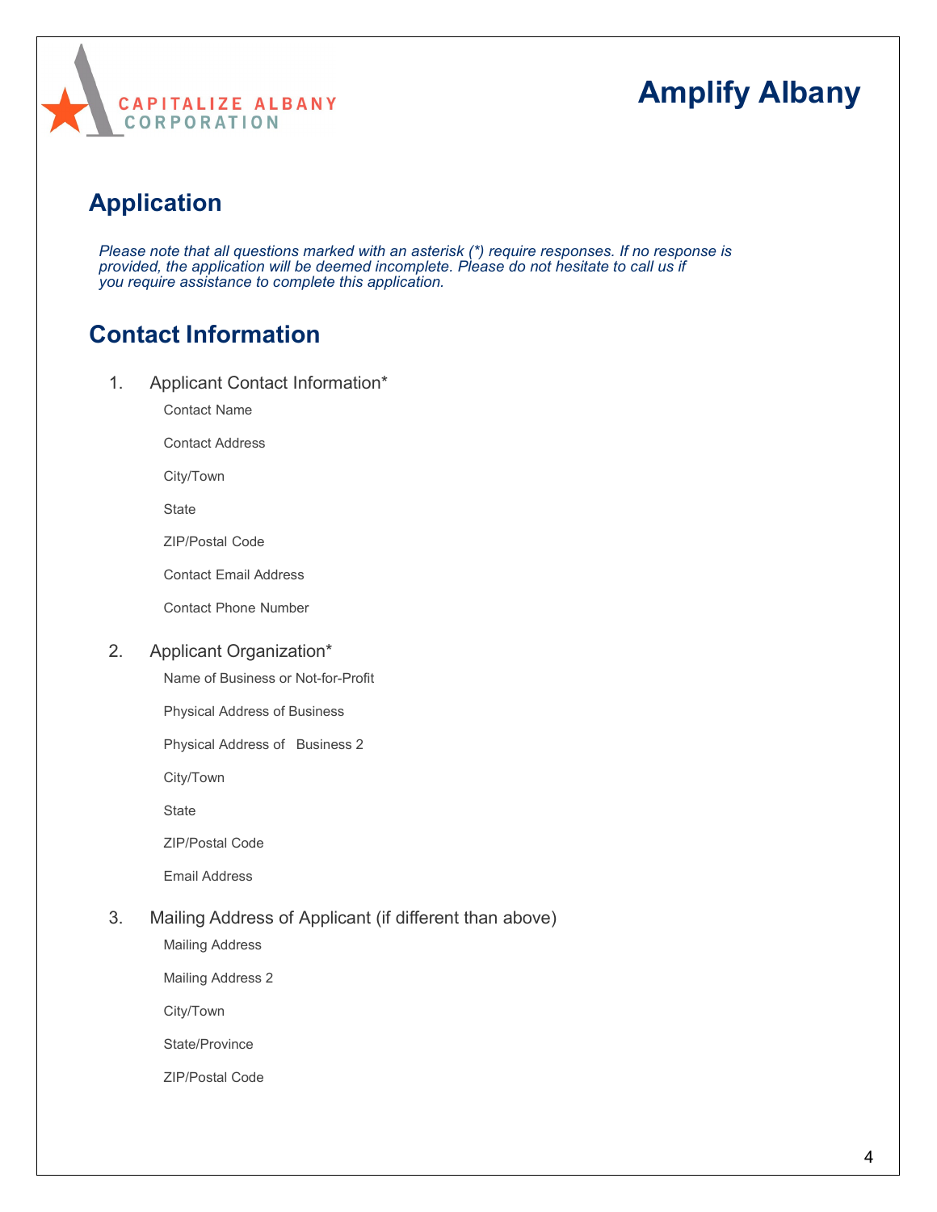CAPITALIZE ALBANY CORPORATION

# Amplify Albany

## Application

*Please note that all questions marked with an asterisk (*) require responses. If no response is provided, the application will be deemed incomplete. Please do not hesitate to call us if you require assistance to complete this application.*

## Contact Information

1. Applicant Contact Information*

   Contact Name

   Contact Address

   City/Town

   State

   ZIP/Postal Code

   Contact Email Address

   Contact Phone Number

2. Applicant Organization*

   Name of Business or Not-for-Profit

   Physical Address of Business

   Physical Address of Business 2

   City/Town

   State

   ZIP/Postal Code

   Email Address

3. Mailing Address of Applicant (if different than above)

   Mailing Address

   Mailing Address 2

   City/Town

   State/Province

   ZIP/Postal Code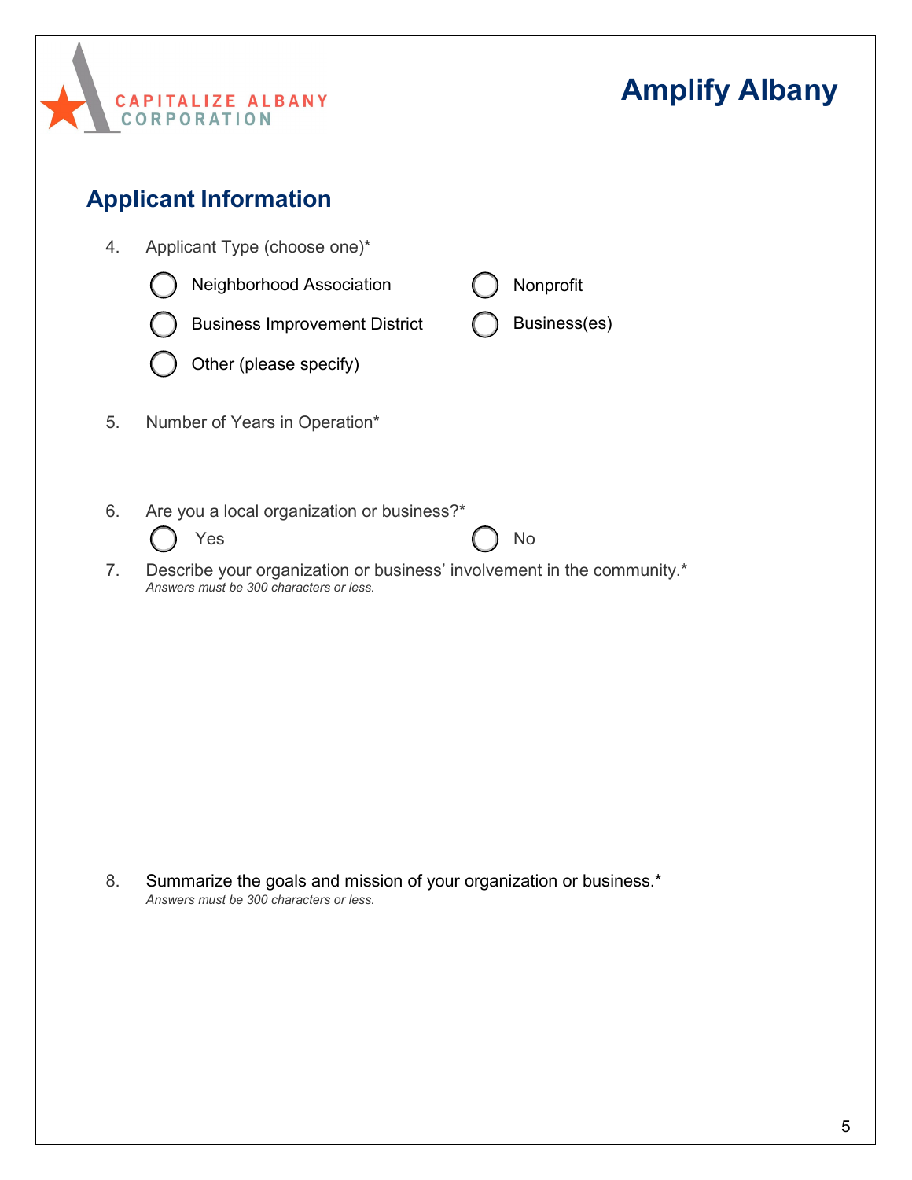# Amplify Albany

## Applicant Information

4. Applicant Type (choose one)*

   - ◯ Neighborhood Association
   - ◯ Nonprofit
   - ◯ Business Improvement District
   - ◯ Business(es)
   - ◯ Other (please specify)

5. Number of Years in Operation*

6. Are you a local organization or business?*

   - ◯ Yes
   - ◯ No

7. Describe your organization or business' involvement in the community.*
   *Answers must be 300 characters or less.*

8. Summarize the goals and mission of your organization or business.*
   *Answers must be 300 characters or less.*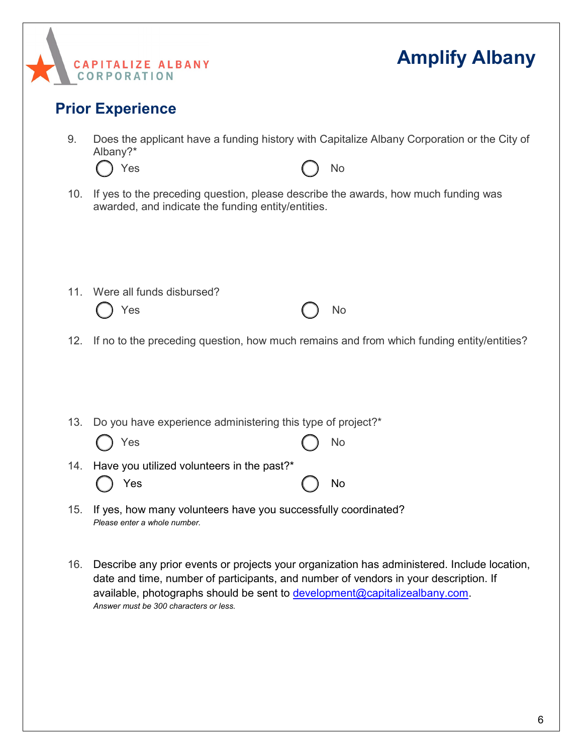# Amplify Albany

## Prior Experience

9. Does the applicant have a funding history with Capitalize Albany Corporation or the City of Albany?*

   ◯ Yes ◯ No

10. If yes to the preceding question, please describe the awards, how much funding was awarded, and indicate the funding entity/entities.

11. Were all funds disbursed?

    ◯ Yes ◯ No

12. If no to the preceding question, how much remains and from which funding entity/entities?

13. Do you have experience administering this type of project?*

    ◯ Yes ◯ No

14. Have you utilized volunteers in the past?*

    ◯ Yes ◯ No

15. If yes, how many volunteers have you successfully coordinated?
    *Please enter a whole number.*

16. Describe any prior events or projects your organization has administered. Include location, date and time, number of participants, and number of vendors in your description. If available, photographs should be sent to [development@capitalizealbany.com](mailto:development@capitalizealbany.com).
    *Answer must be 300 characters or less.*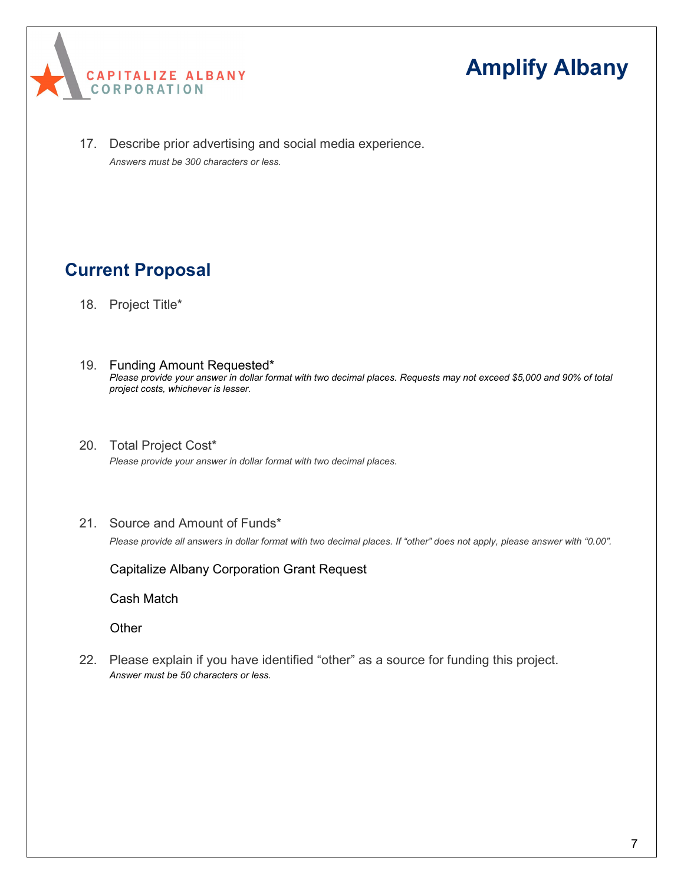17. Describe prior advertising and social media experience.
*Answers must be 300 characters or less.*

## Current Proposal

18. Project Title*

19. Funding Amount Requested*
*Please provide your answer in dollar format with two decimal places. Requests may not exceed $5,000 and 90% of total project costs, whichever is lesser.*

20. Total Project Cost*
*Please provide your answer in dollar format with two decimal places.*

21. Source and Amount of Funds*
*Please provide all answers in dollar format with two decimal places. If "other" does not apply, please answer with "0.00".*

Capitalize Albany Corporation Grant Request

Cash Match

Other

22. Please explain if you have identified "other" as a source for funding this project.
*Answer must be 50 characters or less.*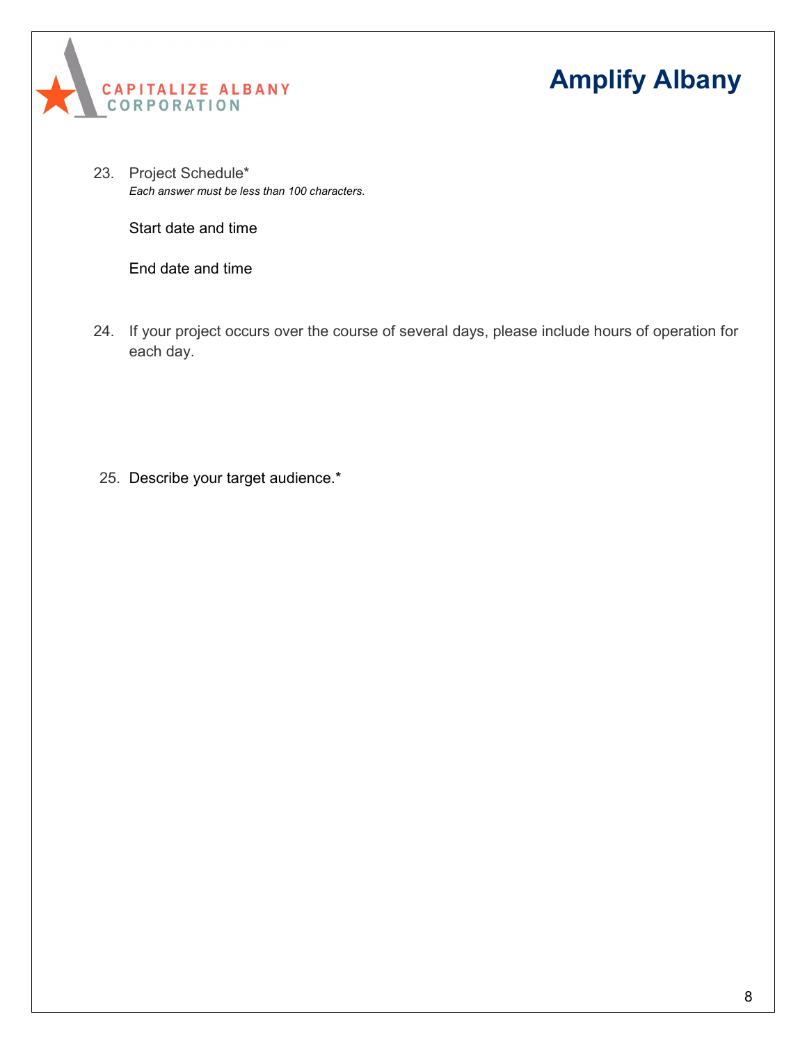23. Project Schedule*
    *Each answer must be less than 100 characters.*

    Start date and time

    End date and time

24. If your project occurs over the course of several days, please include hours of operation for each day.

25. Describe your target audience.*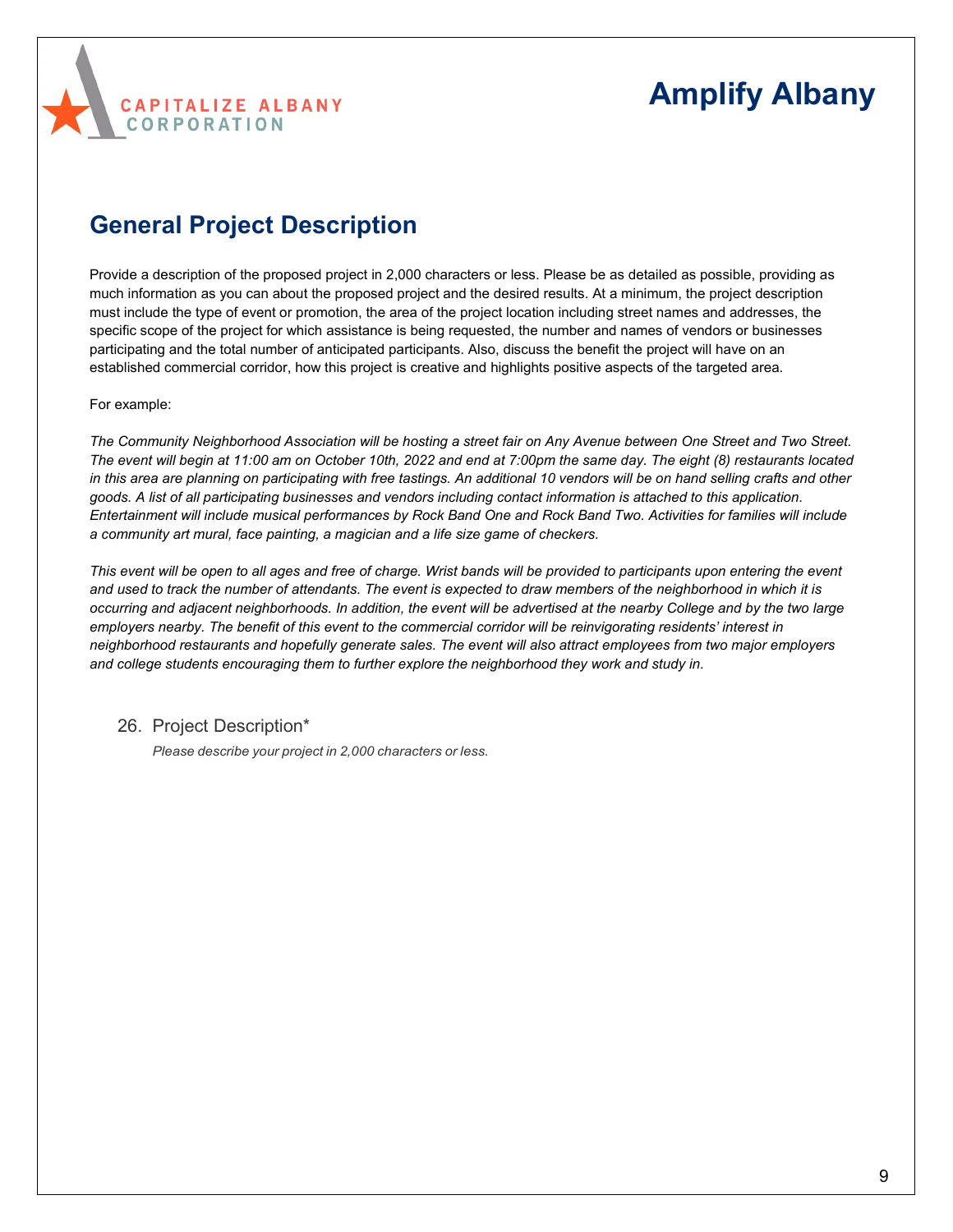CAPITALIZE ALBANY CORPORATION

# Amplify Albany

## General Project Description

Provide a description of the proposed project in 2,000 characters or less. Please be as detailed as possible, providing as much information as you can about the proposed project and the desired results. At a minimum, the project description must include the type of event or promotion, the area of the project location including street names and addresses, the specific scope of the project for which assistance is being requested, the number and names of vendors or businesses participating and the total number of anticipated participants. Also, discuss the benefit the project will have on an established commercial corridor, how this project is creative and highlights positive aspects of the targeted area.

For example:

*The Community Neighborhood Association will be hosting a street fair on Any Avenue between One Street and Two Street. The event will begin at 11:00 am on October 10th, 2022 and end at 7:00pm the same day. The eight (8) restaurants located in this area are planning on participating with free tastings. An additional 10 vendors will be on hand selling crafts and other goods. A list of all participating businesses and vendors including contact information is attached to this application. Entertainment will include musical performances by Rock Band One and Rock Band Two. Activities for families will include a community art mural, face painting, a magician and a life size game of checkers.*

*This event will be open to all ages and free of charge. Wrist bands will be provided to participants upon entering the event and used to track the number of attendants. The event is expected to draw members of the neighborhood in which it is occurring and adjacent neighborhoods. In addition, the event will be advertised at the nearby College and by the two large employers nearby. The benefit of this event to the commercial corridor will be reinvigorating residents' interest in neighborhood restaurants and hopefully generate sales. The event will also attract employees from two major employers and college students encouraging them to further explore the neighborhood they work and study in.*

26. Project Description*

    *Please describe your project in 2,000 characters or less.*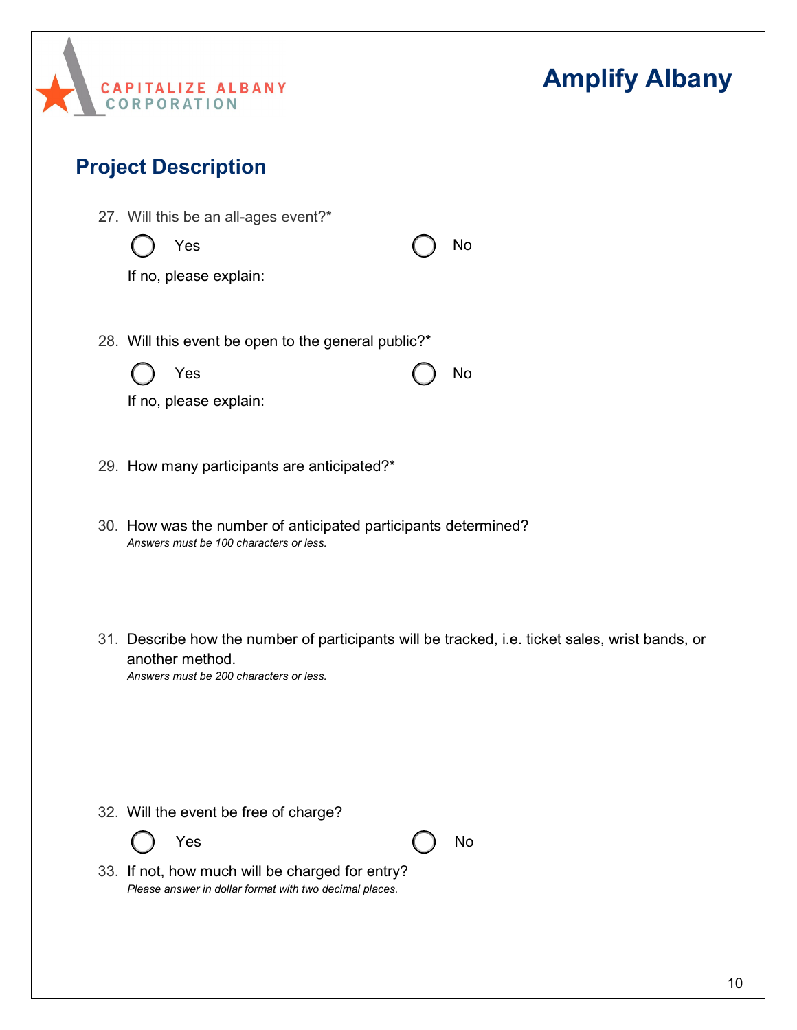# Amplify Albany

## Project Description

27. Will this be an all-ages event?*

    ◯ Yes ◯ No

    If no, please explain:

28. Will this event be open to the general public?*

    ◯ Yes ◯ No

    If no, please explain:

29. How many participants are anticipated?*

30. How was the number of anticipated participants determined?
    *Answers must be 100 characters or less.*

31. Describe how the number of participants will be tracked, i.e. ticket sales, wrist bands, or another method.
    *Answers must be 200 characters or less.*

32. Will the event be free of charge?

    ◯ Yes ◯ No

33. If not, how much will be charged for entry?
    *Please answer in dollar format with two decimal places.*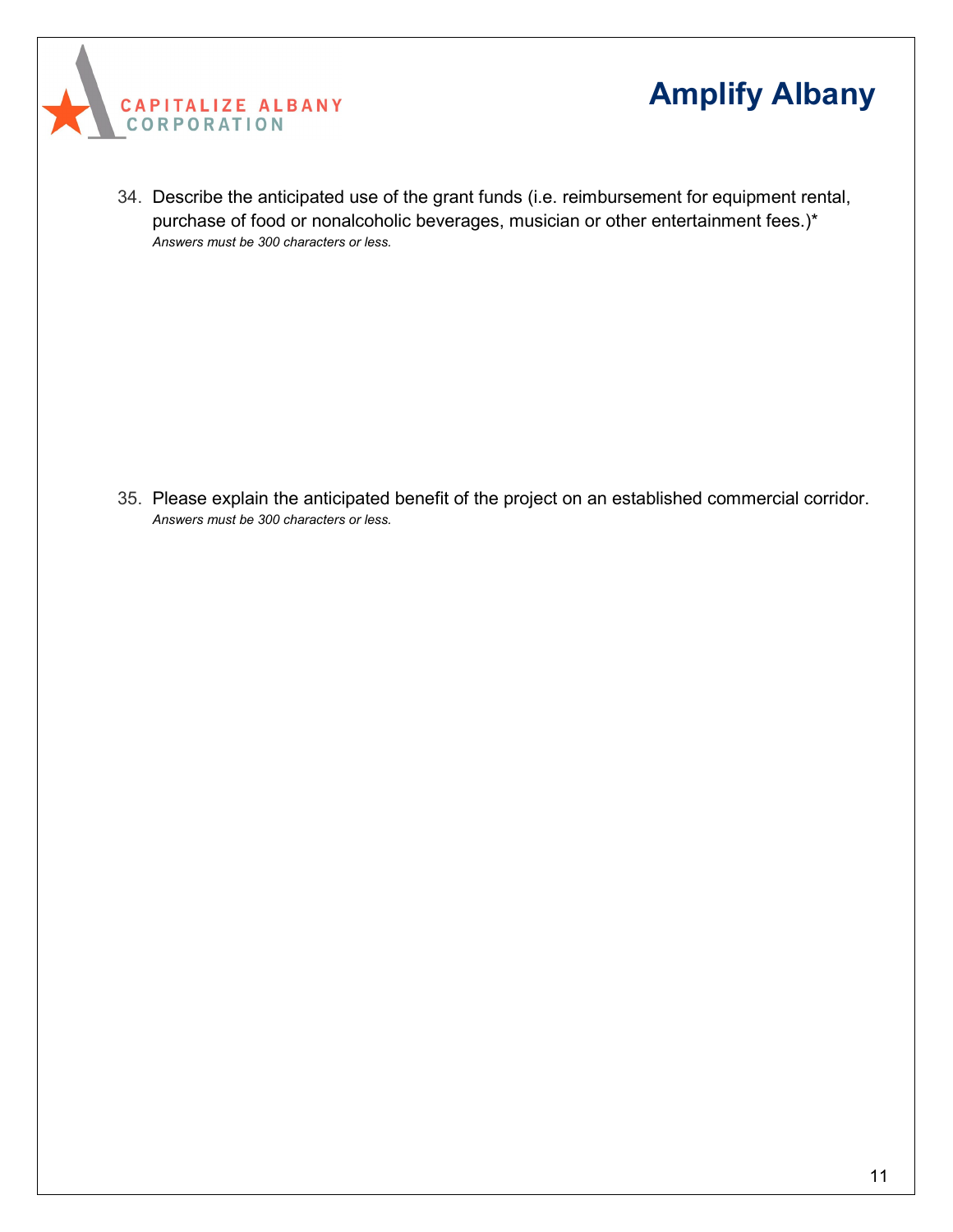34. Describe the anticipated use of the grant funds (i.e. reimbursement for equipment rental, purchase of food or nonalcoholic beverages, musician or other entertainment fees.)*
    *Answers must be 300 characters or less.*

35. Please explain the anticipated benefit of the project on an established commercial corridor.
    *Answers must be 300 characters or less.*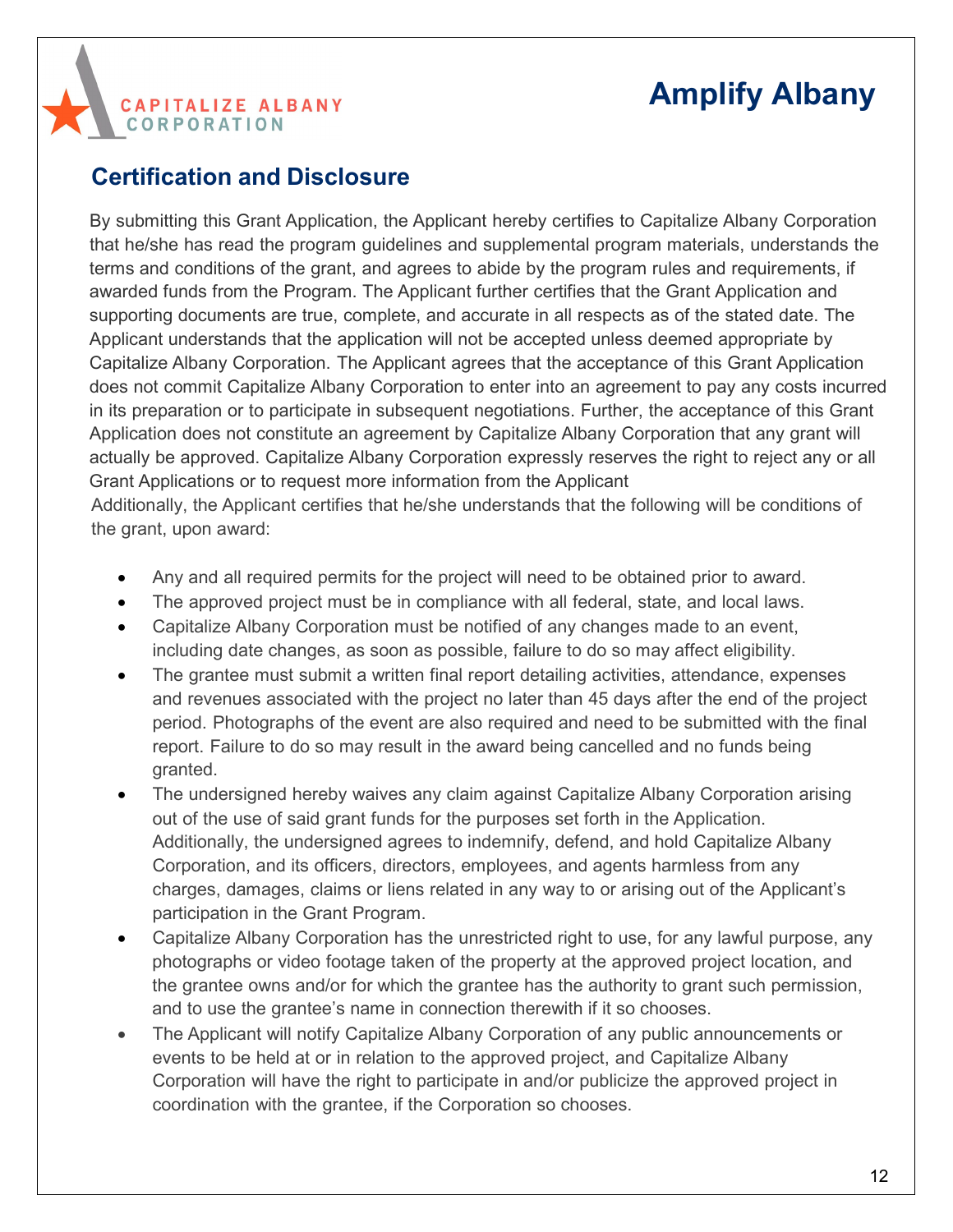# Amplify Albany

## Certification and Disclosure

By submitting this Grant Application, the Applicant hereby certifies to Capitalize Albany Corporation that he/she has read the program guidelines and supplemental program materials, understands the terms and conditions of the grant, and agrees to abide by the program rules and requirements, if awarded funds from the Program. The Applicant further certifies that the Grant Application and supporting documents are true, complete, and accurate in all respects as of the stated date. The Applicant understands that the application will not be accepted unless deemed appropriate by Capitalize Albany Corporation. The Applicant agrees that the acceptance of this Grant Application does not commit Capitalize Albany Corporation to enter into an agreement to pay any costs incurred in its preparation or to participate in subsequent negotiations. Further, the acceptance of this Grant Application does not constitute an agreement by Capitalize Albany Corporation that any grant will actually be approved. Capitalize Albany Corporation expressly reserves the right to reject any or all Grant Applications or to request more information from the Applicant

Additionally, the Applicant certifies that he/she understands that the following will be conditions of the grant, upon award:

- Any and all required permits for the project will need to be obtained prior to award.
- The approved project must be in compliance with all federal, state, and local laws.
- Capitalize Albany Corporation must be notified of any changes made to an event, including date changes, as soon as possible, failure to do so may affect eligibility.
- The grantee must submit a written final report detailing activities, attendance, expenses and revenues associated with the project no later than 45 days after the end of the project period. Photographs of the event are also required and need to be submitted with the final report. Failure to do so may result in the award being cancelled and no funds being granted.
- The undersigned hereby waives any claim against Capitalize Albany Corporation arising out of the use of said grant funds for the purposes set forth in the Application. Additionally, the undersigned agrees to indemnify, defend, and hold Capitalize Albany Corporation, and its officers, directors, employees, and agents harmless from any charges, damages, claims or liens related in any way to or arising out of the Applicant's participation in the Grant Program.
- Capitalize Albany Corporation has the unrestricted right to use, for any lawful purpose, any photographs or video footage taken of the property at the approved project location, and the grantee owns and/or for which the grantee has the authority to grant such permission, and to use the grantee's name in connection therewith if it so chooses.
- The Applicant will notify Capitalize Albany Corporation of any public announcements or events to be held at or in relation to the approved project, and Capitalize Albany Corporation will have the right to participate in and/or publicize the approved project in coordination with the grantee, if the Corporation so chooses.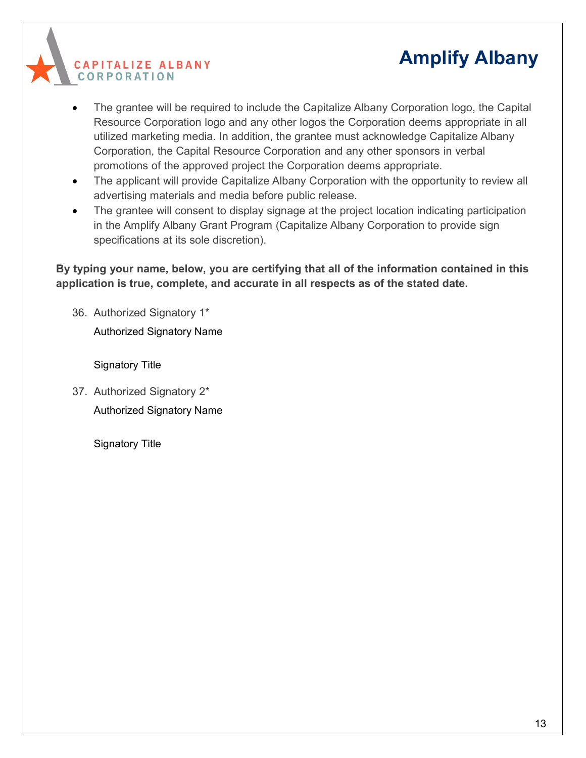- The grantee will be required to include the Capitalize Albany Corporation logo, the Capital Resource Corporation logo and any other logos the Corporation deems appropriate in all utilized marketing media. In addition, the grantee must acknowledge Capitalize Albany Corporation, the Capital Resource Corporation and any other sponsors in verbal promotions of the approved project the Corporation deems appropriate.
- The applicant will provide Capitalize Albany Corporation with the opportunity to review all advertising materials and media before public release.
- The grantee will consent to display signage at the project location indicating participation in the Amplify Albany Grant Program (Capitalize Albany Corporation to provide sign specifications at its sole discretion).

**By typing your name, below, you are certifying that all of the information contained in this application is true, complete, and accurate in all respects as of the stated date.**

36. Authorized Signatory 1*

    Authorized Signatory Name

    Signatory Title

37. Authorized Signatory 2*

    Authorized Signatory Name

    Signatory Title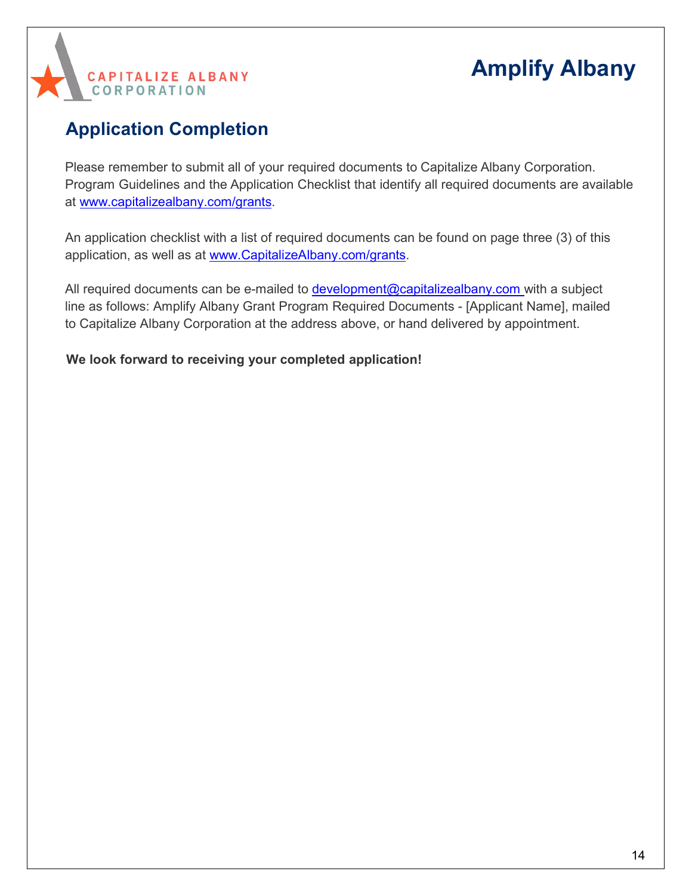# Amplify Albany

## Application Completion

Please remember to submit all of your required documents to Capitalize Albany Corporation. Program Guidelines and the Application Checklist that identify all required documents are available at www.capitalizealbany.com/grants.

An application checklist with a list of required documents can be found on page three (3) of this application, as well as at www.CapitalizeAlbany.com/grants.

All required documents can be e-mailed to development@capitalizealbany.com with a subject line as follows: Amplify Albany Grant Program Required Documents - [Applicant Name], mailed to Capitalize Albany Corporation at the address above, or hand delivered by appointment.

**We look forward to receiving your completed application!**